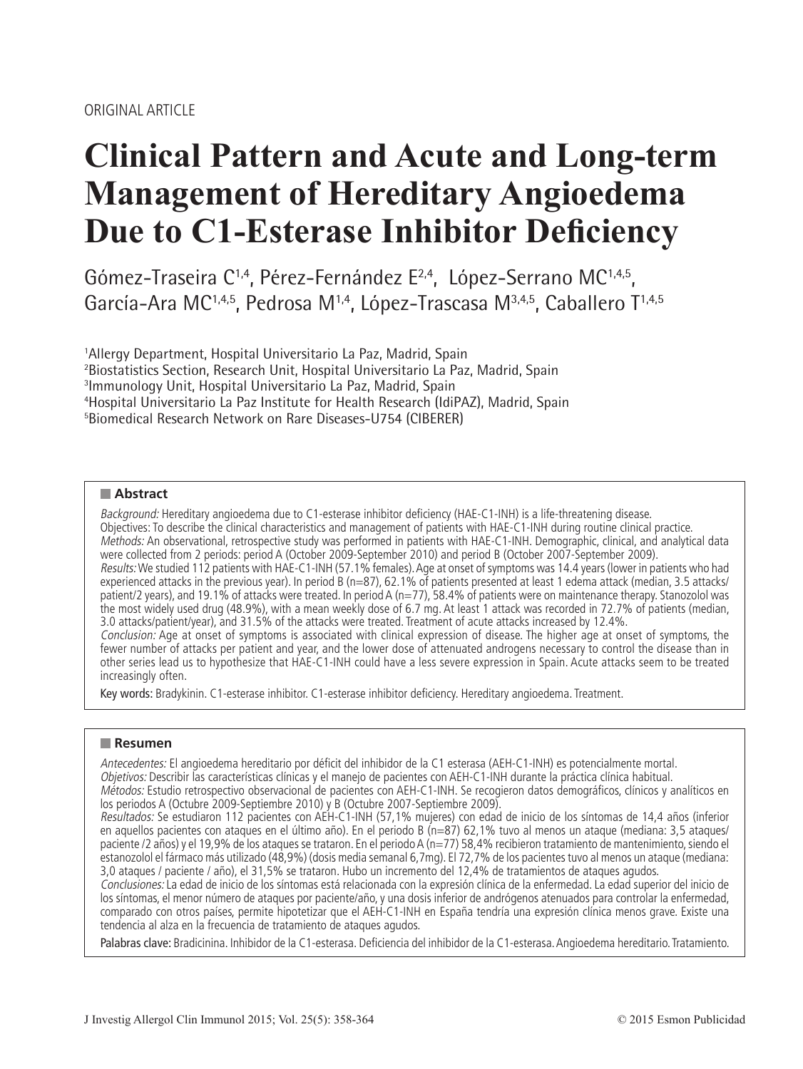ORIGINAL ARTICLE

# Clinical Pattern and Acute and Long-term Management of Hereditary Angioedema Due to C1-Esterase Inhibitor Deficiency

Gómez-Traseira C[1,4], Pérez-Fernández E[2,4], López-Serrano MC[1,4,5], García-Ara MC[1,4,5], Pedrosa M[1,4], López-Trascasa M[3,4,5], Caballero T[1,4,5]

[1]Allergy Department, Hospital Universitario La Paz, Madrid, Spain
[2]Biostatistics Section, Research Unit, Hospital Universitario La Paz, Madrid, Spain
[3]Immunology Unit, Hospital Universitario La Paz, Madrid, Spain
[4]Hospital Universitario La Paz Institute for Health Research (IdiPAZ), Madrid, Spain
[5]Biomedical Research Network on Rare Diseases-U754 (CIBERER)

## Abstract

*Background:* Hereditary angioedema due to C1-esterase inhibitor deficiency (HAE-C1-INH) is a life-threatening disease.
Objectives: To describe the clinical characteristics and management of patients with HAE-C1-INH during routine clinical practice.
*Methods:* An observational, retrospective study was performed in patients with HAE-C1-INH. Demographic, clinical, and analytical data were collected from 2 periods: period A (October 2009-September 2010) and period B (October 2007-September 2009).
*Results:* We studied 112 patients with HAE-C1-INH (57.1% females). Age at onset of symptoms was 14.4 years (lower in patients who had experienced attacks in the previous year). In period B (n=87), 62.1% of patients presented at least 1 edema attack (median, 3.5 attacks/patient/2 years), and 19.1% of attacks were treated. In period A (n=77), 58.4% of patients were on maintenance therapy. Stanozolol was the most widely used drug (48.9%), with a mean weekly dose of 6.7 mg. At least 1 attack was recorded in 72.7% of patients (median, 3.0 attacks/patient/year), and 31.5% of the attacks were treated. Treatment of acute attacks increased by 12.4%.
*Conclusion:* Age at onset of symptoms is associated with clinical expression of disease. The higher age at onset of symptoms, the fewer number of attacks per patient and year, and the lower dose of attenuated androgens necessary to control the disease than in other series lead us to hypothesize that HAE-C1-INH could have a less severe expression in Spain. Acute attacks seem to be treated increasingly often.

Key words: Bradykinin. C1-esterase inhibitor. C1-esterase inhibitor deficiency. Hereditary angioedema. Treatment.

## Resumen

*Antecedentes:* El angioedema hereditario por déficit del inhibidor de la C1 esterasa (AEH-C1-INH) es potencialmente mortal.
*Objetivos:* Describir las características clínicas y el manejo de pacientes con AEH-C1-INH durante la práctica clínica habitual.
*Métodos:* Estudio retrospectivo observacional de pacientes con AEH-C1-INH. Se recogieron datos demográficos, clínicos y analíticos en los periodos A (Octubre 2009-Septiembre 2010) y B (Octubre 2007-Septiembre 2009).
*Resultados:* Se estudiaron 112 pacientes con AEH-C1-INH (57,1% mujeres) con edad de inicio de los síntomas de 14,4 años (inferior en aquellos pacientes con ataques en el último año). En el periodo B (n=87) 62,1% tuvo al menos un ataque (mediana: 3,5 ataques/paciente /2 años) y el 19,9% de los ataques se trataron. En el periodo A (n=77) 58,4% recibieron tratamiento de mantenimiento, siendo el estanozolol el fármaco más utilizado (48,9%) (dosis media semanal 6,7mg). El 72,7% de los pacientes tuvo al menos un ataque (mediana: 3,0 ataques / paciente / año), el 31,5% se trataron. Hubo un incremento del 12,4% de tratamientos de ataques agudos.
*Conclusiones:* La edad de inicio de los síntomas está relacionada con la expresión clínica de la enfermedad. La edad superior del inicio de los síntomas, el menor número de ataques por paciente/año, y una dosis inferior de andrógenos atenuados para controlar la enfermedad, comparado con otros países, permite hipotetizar que el AEH-C1-INH en España tendría una expresión clínica menos grave. Existe una tendencia al alza en la frecuencia de tratamiento de ataques agudos.

Palabras clave: Bradicinina. Inhibidor de la C1-esterasa. Deficiencia del inhibidor de la C1-esterasa. Angioedema hereditario. Tratamiento.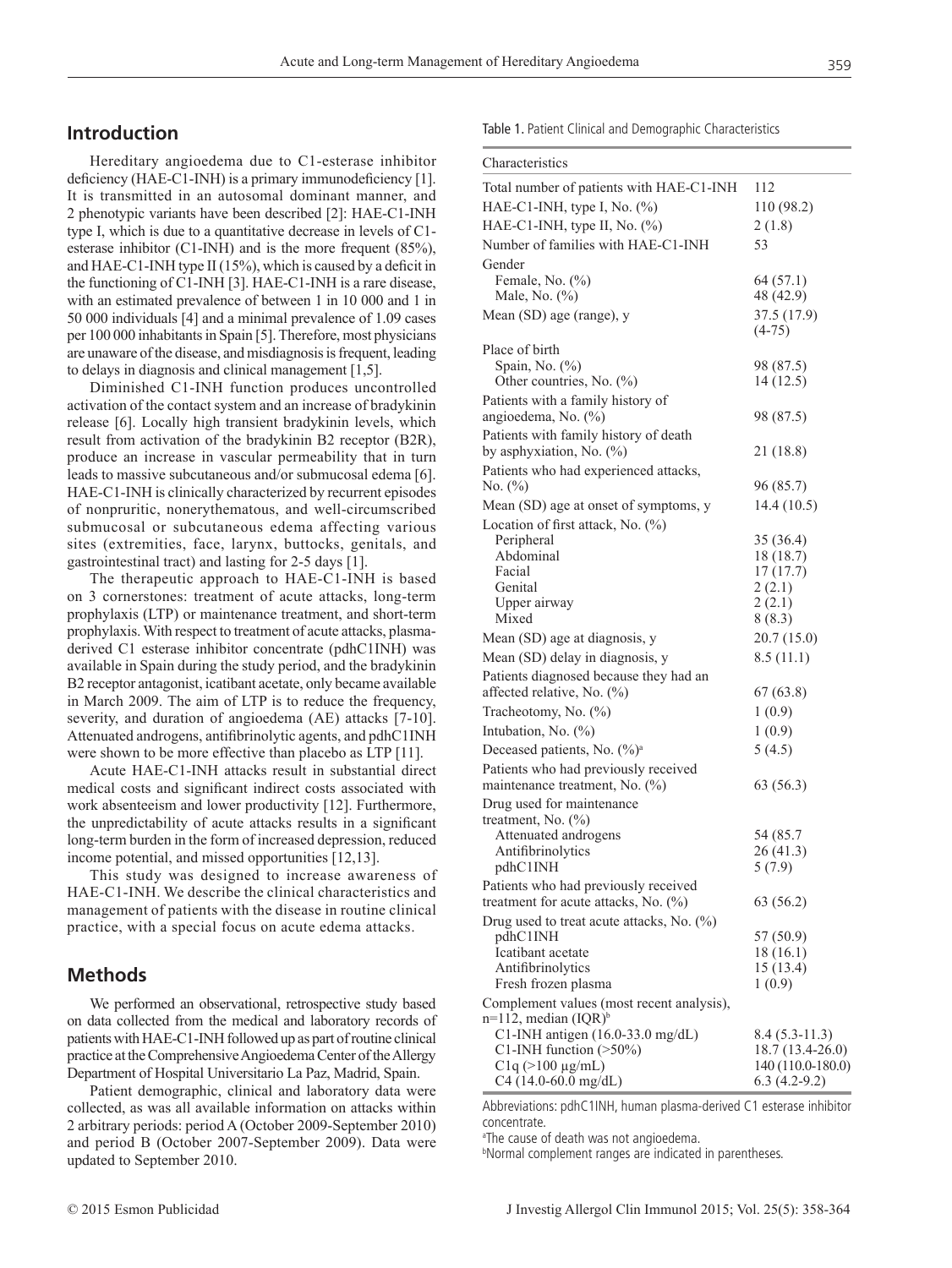## Introduction

Hereditary angioedema due to C1-esterase inhibitor deficiency (HAE-C1-INH) is a primary immunodeficiency [1]. It is transmitted in an autosomal dominant manner, and 2 phenotypic variants have been described [2]: HAE-C1-INH type I, which is due to a quantitative decrease in levels of C1-esterase inhibitor (C1-INH) and is the more frequent (85%), and HAE-C1-INH type II (15%), which is caused by a deficit in the functioning of C1-INH [3]. HAE-C1-INH is a rare disease, with an estimated prevalence of between 1 in 10 000 and 1 in 50 000 individuals [4] and a minimal prevalence of 1.09 cases per 100 000 inhabitants in Spain [5]. Therefore, most physicians are unaware of the disease, and misdiagnosis is frequent, leading to delays in diagnosis and clinical management [1,5].

Diminished C1-INH function produces uncontrolled activation of the contact system and an increase of bradykinin release [6]. Locally high transient bradykinin levels, which result from activation of the bradykinin B2 receptor (B2R), produce an increase in vascular permeability that in turn leads to massive subcutaneous and/or submucosal edema [6]. HAE-C1-INH is clinically characterized by recurrent episodes of nonpruritic, nonerythematous, and well-circumscribed submucosal or subcutaneous edema affecting various sites (extremities, face, larynx, buttocks, genitals, and gastrointestinal tract) and lasting for 2-5 days [1].

The therapeutic approach to HAE-C1-INH is based on 3 cornerstones: treatment of acute attacks, long-term prophylaxis (LTP) or maintenance treatment, and short-term prophylaxis. With respect to treatment of acute attacks, plasma-derived C1 esterase inhibitor concentrate (pdhC1INH) was available in Spain during the study period, and the bradykinin B2 receptor antagonist, icatibant acetate, only became available in March 2009. The aim of LTP is to reduce the frequency, severity, and duration of angioedema (AE) attacks [7-10]. Attenuated androgens, antifibrinolytic agents, and pdhC1INH were shown to be more effective than placebo as LTP [11].

Acute HAE-C1-INH attacks result in substantial direct medical costs and significant indirect costs associated with work absenteeism and lower productivity [12]. Furthermore, the unpredictability of acute attacks results in a significant long-term burden in the form of increased depression, reduced income potential, and missed opportunities [12,13].

This study was designed to increase awareness of HAE-C1-INH. We describe the clinical characteristics and management of patients with the disease in routine clinical practice, with a special focus on acute edema attacks.

## Methods

We performed an observational, retrospective study based on data collected from the medical and laboratory records of patients with HAE-C1-INH followed up as part of routine clinical practice at the Comprehensive Angioedema Center of the Allergy Department of Hospital Universitario La Paz, Madrid, Spain.

Patient demographic, clinical and laboratory data were collected, as was all available information on attacks within 2 arbitrary periods: period A (October 2009-September 2010) and period B (October 2007-September 2009). Data were updated to September 2010.

Table 1. Patient Clinical and Demographic Characteristics

| Characteristics | |
|---|---|
| Total number of patients with HAE-C1-INH | 112 |
| HAE-C1-INH, type I, No. (%) | 110 (98.2) |
| HAE-C1-INH, type II, No. (%) | 2 (1.8) |
| Number of families with HAE-C1-INH | 53 |
| Gender | |
| Female, No. (%) | 64 (57.1) |
| Male, No. (%) | 48 (42.9) |
| Mean (SD) age (range), y | 37.5 (17.9) (4-75) |
| Place of birth | |
| Spain, No. (%) | 98 (87.5) |
| Other countries, No. (%) | 14 (12.5) |
| Patients with a family history of angioedema, No. (%) | 98 (87.5) |
| Patients with family history of death by asphyxiation, No. (%) | 21 (18.8) |
| Patients who had experienced attacks, No. (%) | 96 (85.7) |
| Mean (SD) age at onset of symptoms, y | 14.4 (10.5) |
| Location of first attack, No. (%) | |
| Peripheral | 35 (36.4) |
| Abdominal | 18 (18.7) |
| Facial | 17 (17.7) |
| Genital | 2 (2.1) |
| Upper airway | 2 (2.1) |
| Mixed | 8 (8.3) |
| Mean (SD) age at diagnosis, y | 20.7 (15.0) |
| Mean (SD) delay in diagnosis, y | 8.5 (11.1) |
| Patients diagnosed because they had an affected relative, No. (%) | 67 (63.8) |
| Tracheotomy, No. (%) | 1 (0.9) |
| Intubation, No. (%) | 1 (0.9) |
| Deceased patients, No. (%)[a] | 5 (4.5) |
| Patients who had previously received maintenance treatment, No. (%) | 63 (56.3) |
| Drug used for maintenance treatment, No. (%) | |
| Attenuated androgens | 54 (85.7 |
| Antifibrinolytics | 26 (41.3) |
| pdhC1INH | 5 (7.9) |
| Patients who had previously received treatment for acute attacks, No. (%) | 63 (56.2) |
| Drug used to treat acute attacks, No. (%) | |
| pdhC1INH | 57 (50.9) |
| Icatibant acetate | 18 (16.1) |
| Antifibrinolytics | 15 (13.4) |
| Fresh frozen plasma | 1 (0.9) |
| Complement values (most recent analysis), n=112, median (IQR)[b] | |
| C1-INH antigen (16.0-33.0 mg/dL) | 8.4 (5.3-11.3) |
| C1-INH function (>50%) | 18.7 (13.4-26.0) |
| C1q (>100 µg/mL) | 140 (110.0-180.0) |
| C4 (14.0-60.0 mg/dL) | 6.3 (4.2-9.2) |

Abbreviations: pdhC1INH, human plasma-derived C1 esterase inhibitor concentrate.

[a]The cause of death was not angioedema.

[b]Normal complement ranges are indicated in parentheses.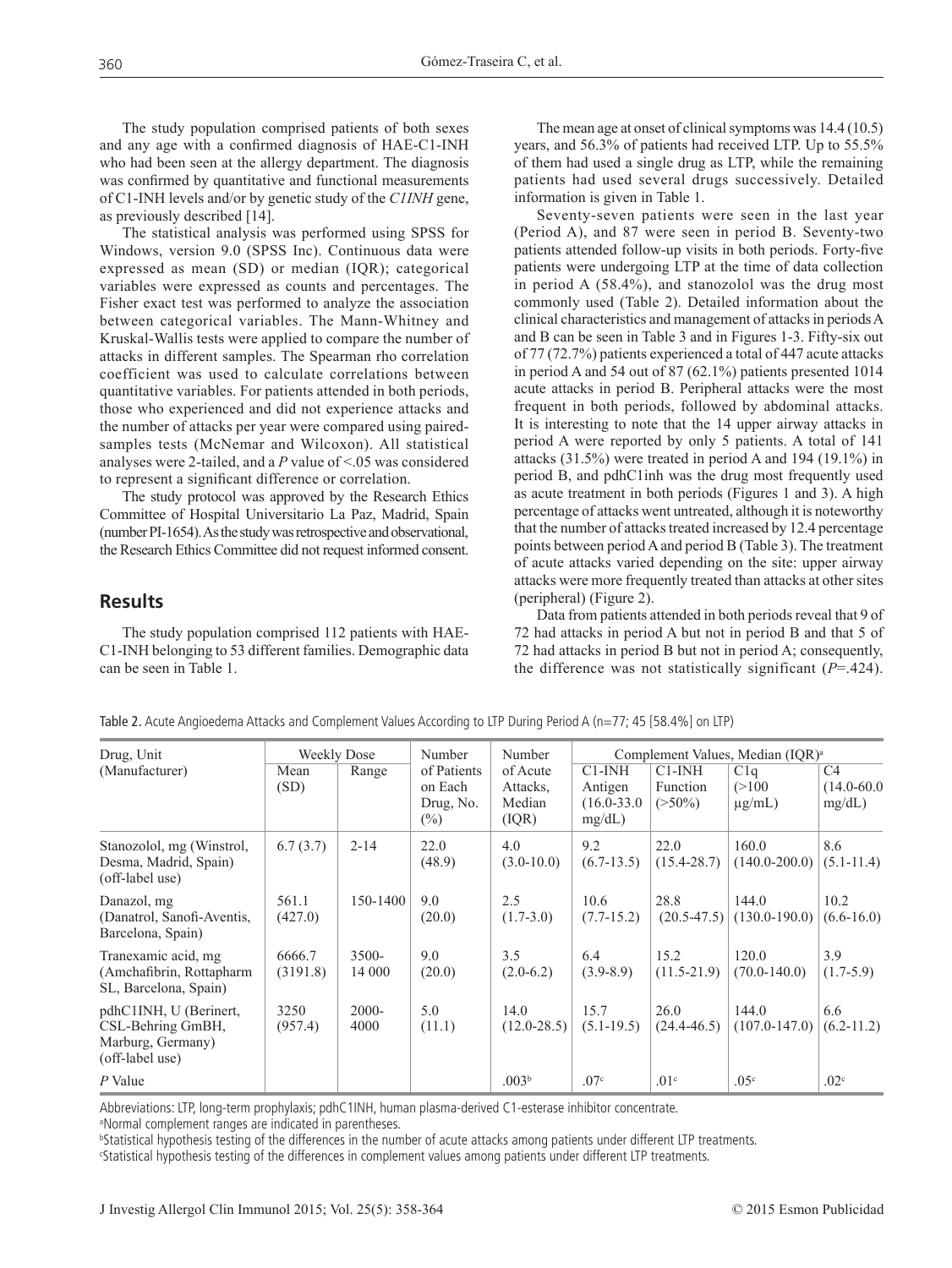The study population comprised patients of both sexes and any age with a confirmed diagnosis of HAE-C1-INH who had been seen at the allergy department. The diagnosis was confirmed by quantitative and functional measurements of C1-INH levels and/or by genetic study of the *C1INH* gene, as previously described [14].

The statistical analysis was performed using SPSS for Windows, version 9.0 (SPSS Inc). Continuous data were expressed as mean (SD) or median (IQR); categorical variables were expressed as counts and percentages. The Fisher exact test was performed to analyze the association between categorical variables. The Mann-Whitney and Kruskal-Wallis tests were applied to compare the number of attacks in different samples. The Spearman rho correlation coefficient was used to calculate correlations between quantitative variables. For patients attended in both periods, those who experienced and did not experience attacks and the number of attacks per year were compared using paired-samples tests (McNemar and Wilcoxon). All statistical analyses were 2-tailed, and a *P* value of <.05 was considered to represent a significant difference or correlation.

The study protocol was approved by the Research Ethics Committee of Hospital Universitario La Paz, Madrid, Spain (number PI-1654). As the study was retrospective and observational, the Research Ethics Committee did not request informed consent.

## Results

The study population comprised 112 patients with HAE-C1-INH belonging to 53 different families. Demographic data can be seen in Table 1.

The mean age at onset of clinical symptoms was 14.4 (10.5) years, and 56.3% of patients had received LTP. Up to 55.5% of them had used a single drug as LTP, while the remaining patients had used several drugs successively. Detailed information is given in Table 1.

Seventy-seven patients were seen in the last year (Period A), and 87 were seen in period B. Seventy-two patients attended follow-up visits in both periods. Forty-five patients were undergoing LTP at the time of data collection in period A (58.4%), and stanozolol was the drug most commonly used (Table 2). Detailed information about the clinical characteristics and management of attacks in periods A and B can be seen in Table 3 and in Figures 1-3. Fifty-six out of 77 (72.7%) patients experienced a total of 447 acute attacks in period A and 54 out of 87 (62.1%) patients presented 1014 acute attacks in period B. Peripheral attacks were the most frequent in both periods, followed by abdominal attacks. It is interesting to note that the 14 upper airway attacks in period A were reported by only 5 patients. A total of 141 attacks (31.5%) were treated in period A and 194 (19.1%) in period B, and pdhC1inh was the drug most frequently used as acute treatment in both periods (Figures 1 and 3). A high percentage of attacks went untreated, although it is noteworthy that the number of attacks treated increased by 12.4 percentage points between period A and period B (Table 3). The treatment of acute attacks varied depending on the site: upper airway attacks were more frequently treated than attacks at other sites (peripheral) (Figure 2).

Data from patients attended in both periods reveal that 9 of 72 had attacks in period A but not in period B and that 5 of 72 had attacks in period B but not in period A; consequently, the difference was not statistically significant (*P*=.424).

Table 2. Acute Angioedema Attacks and Complement Values According to LTP During Period A (n=77; 45 [58.4%] on LTP)

| Drug, Unit (Manufacturer) | Weekly Dose | | Number of Patients on Each Drug, No. (%) | Number of Acute Attacks, Median (IQR) | Complement Values, Median (IQR)[a] | | | |
|---|---|---|---|---|---|---|---|---|
| | Mean (SD) | Range | | | C1-INH Antigen (16.0-33.0 mg/dL) | C1-INH Function (>50%) | C1q (>100 µg/mL) | C4 (14.0-60.0 mg/dL) |
| Stanozolol, mg (Winstrol, Desma, Madrid, Spain) (off-label use) | 6.7 (3.7) | 2-14 | 22.0 (48.9) | 4.0 (3.0-10.0) | 9.2 (6.7-13.5) | 22.0 (15.4-28.7) | 160.0 (140.0-200.0) | 8.6 (5.1-11.4) |
| Danazol, mg (Danatrol, Sanofi-Aventis, Barcelona, Spain) | 561.1 (427.0) | 150-1400 | 9.0 (20.0) | 2.5 (1.7-3.0) | 10.6 (7.7-15.2) | 28.8 (20.5-47.5) | 144.0 (130.0-190.0) | 10.2 (6.6-16.0) |
| Tranexamic acid, mg (Amchafibrin, Rottapharm SL, Barcelona, Spain) | 6666.7 (3191.8) | 3500-14 000 | 9.0 (20.0) | 3.5 (2.0-6.2) | 6.4 (3.9-8.9) | 15.2 (11.5-21.9) | 120.0 (70.0-140.0) | 3.9 (1.7-5.9) |
| pdhC1INH, U (Berinert, CSL-Behring GmBH, Marburg, Germany) (off-label use) | 3250 (957.4) | 2000-4000 | 5.0 (11.1) | 14.0 (12.0-28.5) | 15.7 (5.1-19.5) | 26.0 (24.4-46.5) | 144.0 (107.0-147.0) | 6.6 (6.2-11.2) |
| *P* Value | | | | .003[b] | .07[c] | .01[c] | .05[c] | .02[c] |

Abbreviations: LTP, long-term prophylaxis; pdhC1INH, human plasma-derived C1-esterase inhibitor concentrate.
[a]Normal complement ranges are indicated in parentheses.
[b]Statistical hypothesis testing of the differences in the number of acute attacks among patients under different LTP treatments.
[c]Statistical hypothesis testing of the differences in complement values among patients under different LTP treatments.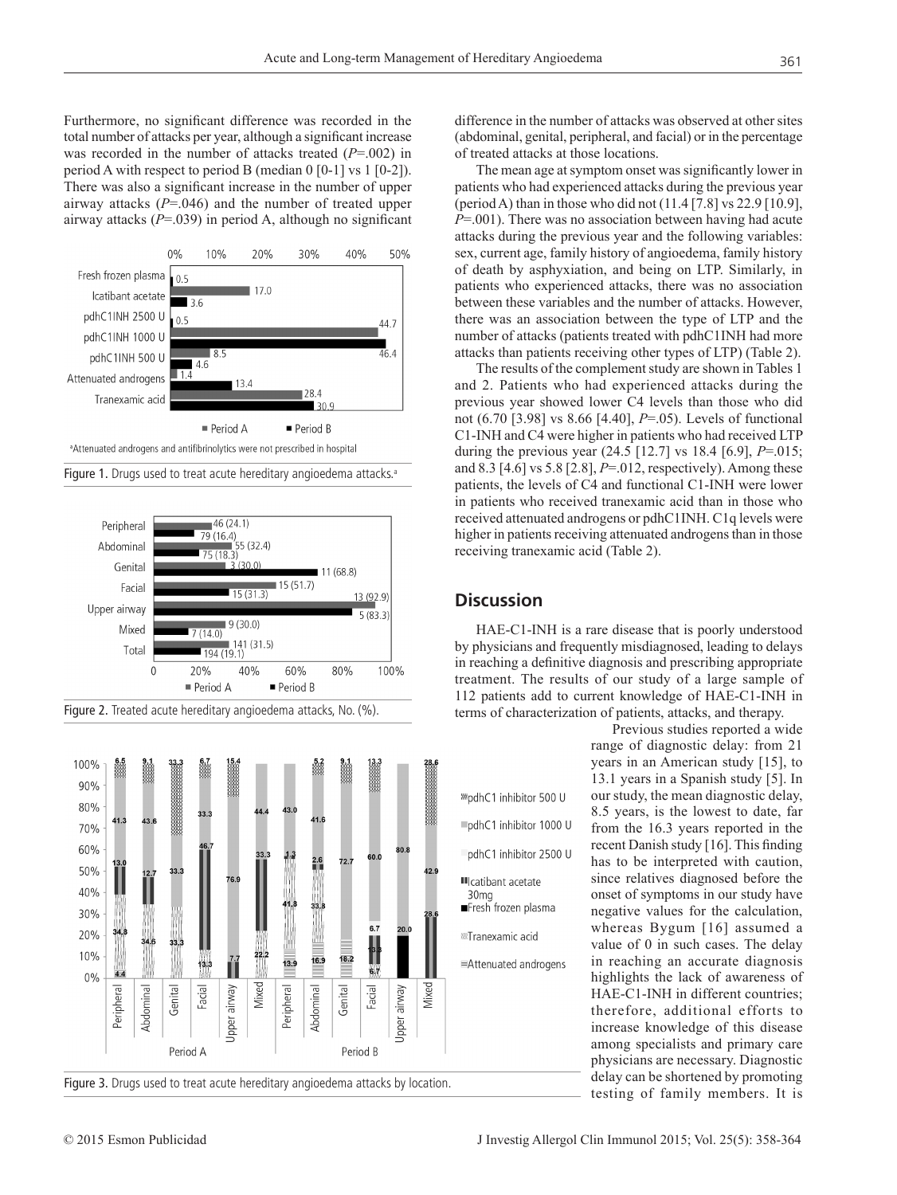Furthermore, no significant difference was recorded in the total number of attacks per year, although a significant increase was recorded in the number of attacks treated (*P*=.002) in period A with respect to period B (median 0 [0-1] vs 1 [0-2]). There was also a significant increase in the number of upper airway attacks (*P*=.046) and the number of treated upper airway attacks (*P*=.039) in period A, although no significant difference in the number of attacks was observed at other sites (abdominal, genital, peripheral, and facial) or in the percentage of treated attacks at those locations.

[a]Attenuated androgens and antifibrinolytics were not prescribed in hospital

Figure 1. Drugs used to treat acute hereditary angioedema attacks.[a]

Figure 2. Treated acute hereditary angioedema attacks, No. (%).

Figure 3. Drugs used to treat acute hereditary angioedema attacks by location.

The mean age at symptom onset was significantly lower in patients who had experienced attacks during the previous year (period A) than in those who did not (11.4 [7.8] vs 22.9 [10.9], *P*=.001). There was no association between having had acute attacks during the previous year and the following variables: sex, current age, family history of angioedema, family history of death by asphyxiation, and being on LTP. Similarly, in patients who experienced attacks, there was no association between these variables and the number of attacks. However, there was an association between the type of LTP and the number of attacks (patients treated with pdhC1INH had more attacks than patients receiving other types of LTP) (Table 2).

The results of the complement study are shown in Tables 1 and 2. Patients who had experienced attacks during the previous year showed lower C4 levels than those who did not (6.70 [3.98] vs 8.66 [4.40], *P*=.05). Levels of functional C1-INH and C4 were higher in patients who had received LTP during the previous year (24.5 [12.7] vs 18.4 [6.9], *P*=.015; and 8.3 [4.6] vs 5.8 [2.8], *P*=.012, respectively). Among these patients, the levels of C4 and functional C1-INH were lower in patients who received tranexamic acid than in those who received attenuated androgens or pdhC1INH. C1q levels were higher in patients receiving attenuated androgens than in those receiving tranexamic acid (Table 2).

## Discussion

HAE-C1-INH is a rare disease that is poorly understood by physicians and frequently misdiagnosed, leading to delays in reaching a definitive diagnosis and prescribing appropriate treatment. The results of our study of a large sample of 112 patients add to current knowledge of HAE-C1-INH in terms of characterization of patients, attacks, and therapy.

Previous studies reported a wide range of diagnostic delay: from 21 years in an American study [15], to 13.1 years in a Spanish study [5]. In our study, the mean diagnostic delay, 8.5 years, is the lowest to date, far from the 16.3 years reported in the recent Danish study [16]. This finding has to be interpreted with caution, since relatives diagnosed before the onset of symptoms in our study have negative values for the calculation, whereas Bygum [16] assumed a value of 0 in such cases. The delay in reaching an accurate diagnosis highlights the lack of awareness of HAE-C1-INH in different countries; therefore, additional efforts to increase knowledge of this disease among specialists and primary care physicians are necessary. Diagnostic delay can be shortened by promoting testing of family members. It is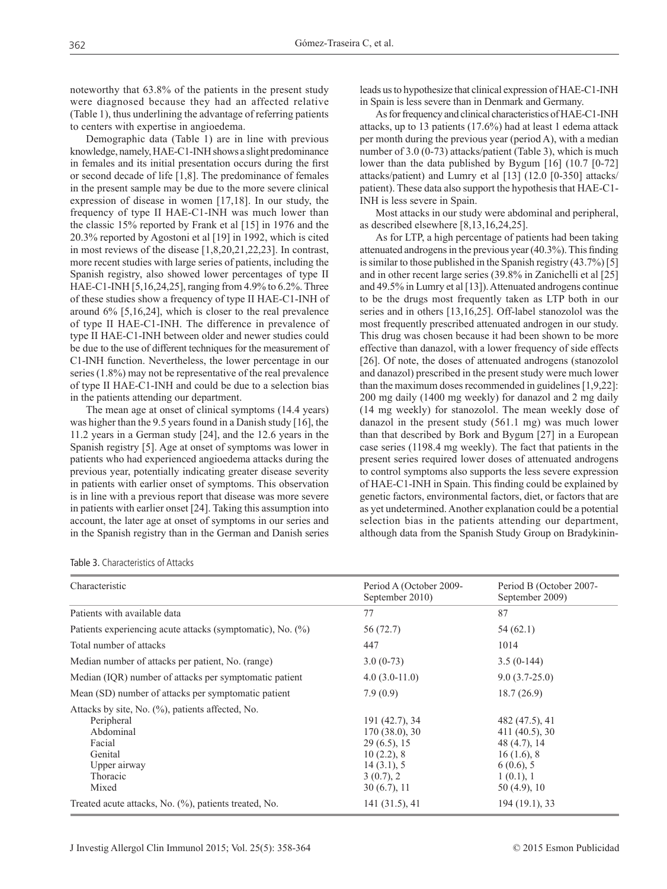noteworthy that 63.8% of the patients in the present study were diagnosed because they had an affected relative (Table 1), thus underlining the advantage of referring patients to centers with expertise in angioedema.

Demographic data (Table 1) are in line with previous knowledge, namely, HAE-C1-INH shows a slight predominance in females and its initial presentation occurs during the first or second decade of life [1,8]. The predominance of females in the present sample may be due to the more severe clinical expression of disease in women [17,18]. In our study, the frequency of type II HAE-C1-INH was much lower than the classic 15% reported by Frank et al [15] in 1976 and the 20.3% reported by Agostoni et al [19] in 1992, which is cited in most reviews of the disease [1,8,20,21,22,23]. In contrast, more recent studies with large series of patients, including the Spanish registry, also showed lower percentages of type II HAE-C1-INH [5,16,24,25], ranging from 4.9% to 6.2%. Three of these studies show a frequency of type II HAE-C1-INH of around 6% [5,16,24], which is closer to the real prevalence of type II HAE-C1-INH. The difference in prevalence of type II HAE-C1-INH between older and newer studies could be due to the use of different techniques for the measurement of C1-INH function. Nevertheless, the lower percentage in our series (1.8%) may not be representative of the real prevalence of type II HAE-C1-INH and could be due to a selection bias in the patients attending our department.

The mean age at onset of clinical symptoms (14.4 years) was higher than the 9.5 years found in a Danish study [16], the 11.2 years in a German study [24], and the 12.6 years in the Spanish registry [5]. Age at onset of symptoms was lower in patients who had experienced angioedema attacks during the previous year, potentially indicating greater disease severity in patients with earlier onset of symptoms. This observation is in line with a previous report that disease was more severe in patients with earlier onset [24]. Taking this assumption into account, the later age at onset of symptoms in our series and in the Spanish registry than in the German and Danish series leads us to hypothesize that clinical expression of HAE-C1-INH in Spain is less severe than in Denmark and Germany.

As for frequency and clinical characteristics of HAE-C1-INH attacks, up to 13 patients (17.6%) had at least 1 edema attack per month during the previous year (period A), with a median number of 3.0 (0-73) attacks/patient (Table 3), which is much lower than the data published by Bygum [16] (10.7 [0-72] attacks/patient) and Lumry et al [13] (12.0 [0-350] attacks/patient). These data also support the hypothesis that HAE-C1-INH is less severe in Spain.

Most attacks in our study were abdominal and peripheral, as described elsewhere [8,13,16,24,25].

As for LTP, a high percentage of patients had been taking attenuated androgens in the previous year (40.3%). This finding is similar to those published in the Spanish registry (43.7%) [5] and in other recent large series (39.8% in Zanichelli et al [25] and 49.5% in Lumry et al [13]). Attenuated androgens continue to be the drugs most frequently taken as LTP both in our series and in others [13,16,25]. Off-label stanozolol was the most frequently prescribed attenuated androgen in our study. This drug was chosen because it had been shown to be more effective than danazol, with a lower frequency of side effects [26]. Of note, the doses of attenuated androgens (stanozolol and danazol) prescribed in the present study were much lower than the maximum doses recommended in guidelines [1,9,22]: 200 mg daily (1400 mg weekly) for danazol and 2 mg daily (14 mg weekly) for stanozolol. The mean weekly dose of danazol in the present study (561.1 mg) was much lower than that described by Bork and Bygum [27] in a European case series (1198.4 mg weekly). The fact that patients in the present series required lower doses of attenuated androgens to control symptoms also supports the less severe expression of HAE-C1-INH in Spain. This finding could be explained by genetic factors, environmental factors, diet, or factors that are as yet undetermined. Another explanation could be a potential selection bias in the patients attending our department, although data from the Spanish Study Group on Bradykinin-

Table 3. Characteristics of Attacks

| Characteristic | Period A (October 2009-September 2010) | Period B (October 2007-September 2009) |
|---|---|---|
| Patients with available data | 77 | 87 |
| Patients experiencing acute attacks (symptomatic), No. (%) | 56 (72.7) | 54 (62.1) |
| Total number of attacks | 447 | 1014 |
| Median number of attacks per patient, No. (range) | 3.0 (0-73) | 3.5 (0-144) |
| Median (IQR) number of attacks per symptomatic patient | 4.0 (3.0-11.0) | 9.0 (3.7-25.0) |
| Mean (SD) number of attacks per symptomatic patient | 7.9 (0.9) | 18.7 (26.9) |
| Attacks by site, No. (%), patients affected, No. | | |
| Peripheral | 191 (42.7), 34 | 482 (47.5), 41 |
| Abdominal | 170 (38.0), 30 | 411 (40.5), 30 |
| Facial | 29 (6.5), 15 | 48 (4.7), 14 |
| Genital | 10 (2.2), 8 | 16 (1.6), 8 |
| Upper airway | 14 (3.1), 5 | 6 (0.6), 5 |
| Thoracic | 3 (0.7), 2 | 1 (0.1), 1 |
| Mixed | 30 (6.7), 11 | 50 (4.9), 10 |
| Treated acute attacks, No. (%), patients treated, No. | 141 (31.5), 41 | 194 (19.1), 33 |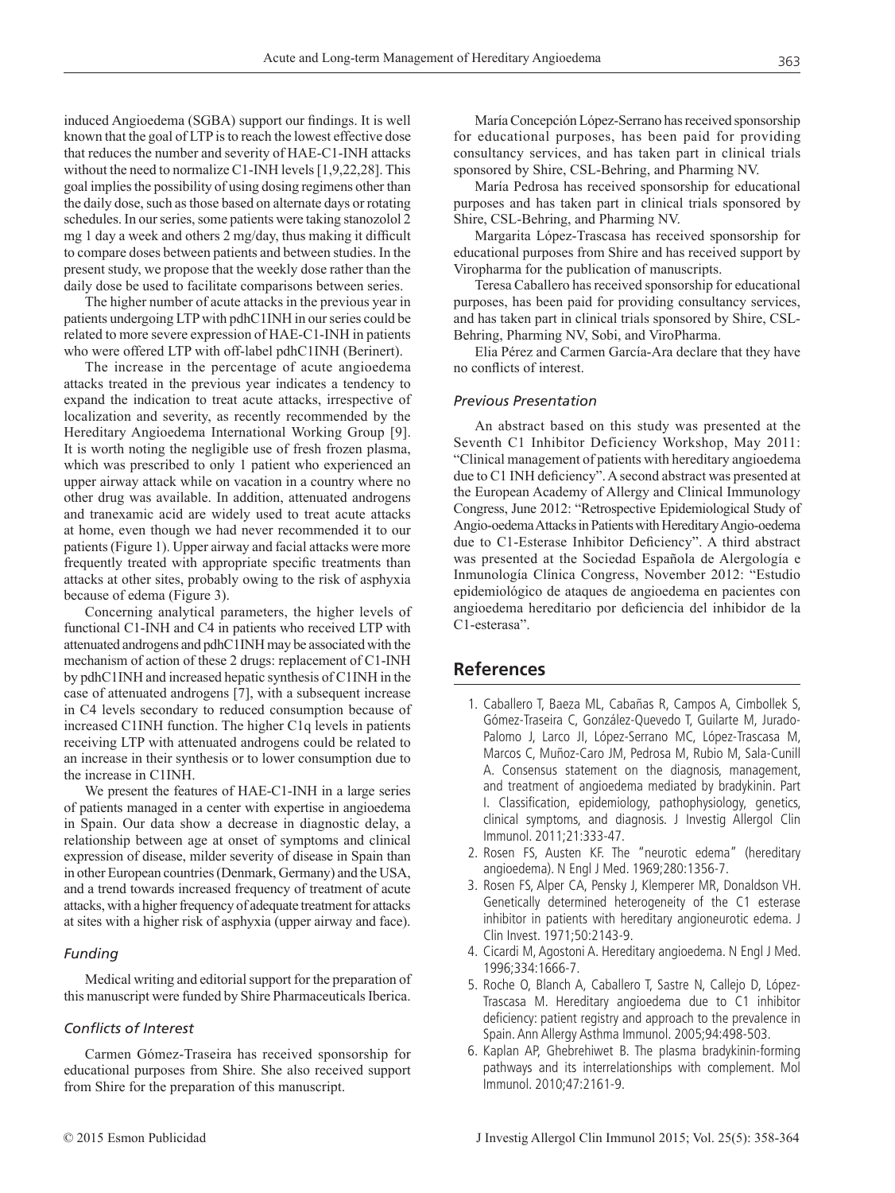induced Angioedema (SGBA) support our findings. It is well known that the goal of LTP is to reach the lowest effective dose that reduces the number and severity of HAE-C1-INH attacks without the need to normalize C1-INH levels [1,9,22,28]. This goal implies the possibility of using dosing regimens other than the daily dose, such as those based on alternate days or rotating schedules. In our series, some patients were taking stanozolol 2 mg 1 day a week and others 2 mg/day, thus making it difficult to compare doses between patients and between studies. In the present study, we propose that the weekly dose rather than the daily dose be used to facilitate comparisons between series.

The higher number of acute attacks in the previous year in patients undergoing LTP with pdhC1INH in our series could be related to more severe expression of HAE-C1-INH in patients who were offered LTP with off-label pdhC1INH (Berinert).

The increase in the percentage of acute angioedema attacks treated in the previous year indicates a tendency to expand the indication to treat acute attacks, irrespective of localization and severity, as recently recommended by the Hereditary Angioedema International Working Group [9]. It is worth noting the negligible use of fresh frozen plasma, which was prescribed to only 1 patient who experienced an upper airway attack while on vacation in a country where no other drug was available. In addition, attenuated androgens and tranexamic acid are widely used to treat acute attacks at home, even though we had never recommended it to our patients (Figure 1). Upper airway and facial attacks were more frequently treated with appropriate specific treatments than attacks at other sites, probably owing to the risk of asphyxia because of edema (Figure 3).

Concerning analytical parameters, the higher levels of functional C1-INH and C4 in patients who received LTP with attenuated androgens and pdhC1INH may be associated with the mechanism of action of these 2 drugs: replacement of C1-INH by pdhC1INH and increased hepatic synthesis of C1INH in the case of attenuated androgens [7], with a subsequent increase in C4 levels secondary to reduced consumption because of increased C1INH function. The higher C1q levels in patients receiving LTP with attenuated androgens could be related to an increase in their synthesis or to lower consumption due to the increase in C1INH.

We present the features of HAE-C1-INH in a large series of patients managed in a center with expertise in angioedema in Spain. Our data show a decrease in diagnostic delay, a relationship between age at onset of symptoms and clinical expression of disease, milder severity of disease in Spain than in other European countries (Denmark, Germany) and the USA, and a trend towards increased frequency of treatment of acute attacks, with a higher frequency of adequate treatment for attacks at sites with a higher risk of asphyxia (upper airway and face).

### *Funding*

Medical writing and editorial support for the preparation of this manuscript were funded by Shire Pharmaceuticals Iberica.

### *Conflicts of Interest*

Carmen Gómez-Traseira has received sponsorship for educational purposes from Shire. She also received support from Shire for the preparation of this manuscript.

María Concepción López-Serrano has received sponsorship for educational purposes, has been paid for providing consultancy services, and has taken part in clinical trials sponsored by Shire, CSL-Behring, and Pharming NV.

María Pedrosa has received sponsorship for educational purposes and has taken part in clinical trials sponsored by Shire, CSL-Behring, and Pharming NV.

Margarita López-Trascasa has received sponsorship for educational purposes from Shire and has received support by Viropharma for the publication of manuscripts.

Teresa Caballero has received sponsorship for educational purposes, has been paid for providing consultancy services, and has taken part in clinical trials sponsored by Shire, CSL-Behring, Pharming NV, Sobi, and ViroPharma.

Elia Pérez and Carmen García-Ara declare that they have no conflicts of interest.

### *Previous Presentation*

An abstract based on this study was presented at the Seventh C1 Inhibitor Deficiency Workshop, May 2011: "Clinical management of patients with hereditary angioedema due to C1 INH deficiency". A second abstract was presented at the European Academy of Allergy and Clinical Immunology Congress, June 2012: "Retrospective Epidemiological Study of Angio-oedema Attacks in Patients with Hereditary Angio-oedema due to C1-Esterase Inhibitor Deficiency". A third abstract was presented at the Sociedad Española de Alergología e Inmunología Clínica Congress, November 2012: "Estudio epidemiológico de ataques de angioedema en pacientes con angioedema hereditario por deficiencia del inhibidor de la C1-esterasa".

## References

1. Caballero T, Baeza ML, Cabañas R, Campos A, Cimbollek S, Gómez-Traseira C, González-Quevedo T, Guilarte M, Jurado-Palomo J, Larco JI, López-Serrano MC, López-Trascasa M, Marcos C, Muñoz-Caro JM, Pedrosa M, Rubio M, Sala-Cunill A. Consensus statement on the diagnosis, management, and treatment of angioedema mediated by bradykinin. Part I. Classification, epidemiology, pathophysiology, genetics, clinical symptoms, and diagnosis. J Investig Allergol Clin Immunol. 2011;21:333-47.
2. Rosen FS, Austen KF. The "neurotic edema" (hereditary angioedema). N Engl J Med. 1969;280:1356-7.
3. Rosen FS, Alper CA, Pensky J, Klemperer MR, Donaldson VH. Genetically determined heterogeneity of the C1 esterase inhibitor in patients with hereditary angioneurotic edema. J Clin Invest. 1971;50:2143-9.
4. Cicardi M, Agostoni A. Hereditary angioedema. N Engl J Med. 1996;334:1666-7.
5. Roche O, Blanch A, Caballero T, Sastre N, Callejo D, López-Trascasa M. Hereditary angioedema due to C1 inhibitor deficiency: patient registry and approach to the prevalence in Spain. Ann Allergy Asthma Immunol. 2005;94:498-503.
6. Kaplan AP, Ghebrehiwet B. The plasma bradykinin-forming pathways and its interrelationships with complement. Mol Immunol. 2010;47:2161-9.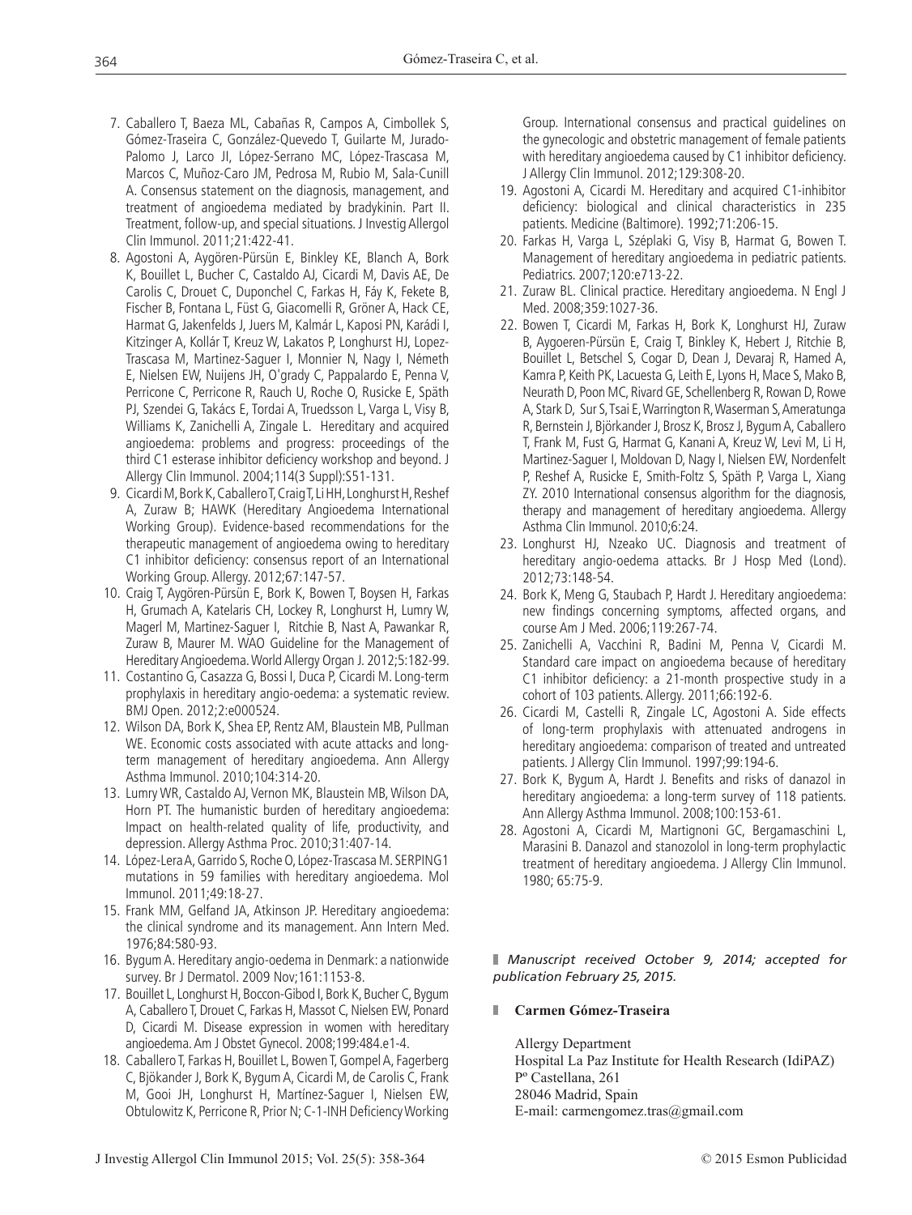7. Caballero T, Baeza ML, Cabañas R, Campos A, Cimbollek S, Gómez-Traseira C, González-Quevedo T, Guilarte M, Jurado-Palomo J, Larco JI, López-Serrano MC, López-Trascasa M, Marcos C, Muñoz-Caro JM, Pedrosa M, Rubio M, Sala-Cunill A. Consensus statement on the diagnosis, management, and treatment of angioedema mediated by bradykinin. Part II. Treatment, follow-up, and special situations. J Investig Allergol Clin Immunol. 2011;21:422-41.
8. Agostoni A, Aygören-Pürsün E, Binkley KE, Blanch A, Bork K, Bouillet L, Bucher C, Castaldo AJ, Cicardi M, Davis AE, De Carolis C, Drouet C, Duponchel C, Farkas H, Fáy K, Fekete B, Fischer B, Fontana L, Füst G, Giacomelli R, Gröner A, Hack CE, Harmat G, Jakenfelds J, Juers M, Kalmár L, Kaposi PN, Karádi I, Kitzinger A, Kollár T, Kreuz W, Lakatos P, Longhurst HJ, Lopez-Trascasa M, Martinez-Saguer I, Monnier N, Nagy I, Németh E, Nielsen EW, Nuijens JH, O'grady C, Pappalardo E, Penna V, Perricone C, Perricone R, Rauch U, Roche O, Rusicke E, Späth PJ, Szendei G, Takács E, Tordai A, Truedsson L, Varga L, Visy B, Williams K, Zanichelli A, Zingale L. Hereditary and acquired angioedema: problems and progress: proceedings of the third C1 esterase inhibitor deficiency workshop and beyond. J Allergy Clin Immunol. 2004;114(3 Suppl):S51-131.
9. Cicardi M, Bork K, Caballero T, Craig T, Li HH, Longhurst H, Reshef A, Zuraw B; HAWK (Hereditary Angioedema International Working Group). Evidence-based recommendations for the therapeutic management of angioedema owing to hereditary C1 inhibitor deficiency: consensus report of an International Working Group. Allergy. 2012;67:147-57.
10. Craig T, Aygören-Pürsün E, Bork K, Bowen T, Boysen H, Farkas H, Grumach A, Katelaris CH, Lockey R, Longhurst H, Lumry W, Magerl M, Martinez-Saguer I, Ritchie B, Nast A, Pawankar R, Zuraw B, Maurer M. WAO Guideline for the Management of Hereditary Angioedema. World Allergy Organ J. 2012;5:182-99.
11. Costantino G, Casazza G, Bossi I, Duca P, Cicardi M. Long-term prophylaxis in hereditary angio-oedema: a systematic review. BMJ Open. 2012;2:e000524.
12. Wilson DA, Bork K, Shea EP, Rentz AM, Blaustein MB, Pullman WE. Economic costs associated with acute attacks and long-term management of hereditary angioedema. Ann Allergy Asthma Immunol. 2010;104:314-20.
13. Lumry WR, Castaldo AJ, Vernon MK, Blaustein MB, Wilson DA, Horn PT. The humanistic burden of hereditary angioedema: Impact on health-related quality of life, productivity, and depression. Allergy Asthma Proc. 2010;31:407-14.
14. López-Lera A, Garrido S, Roche O, López-Trascasa M. SERPING1 mutations in 59 families with hereditary angioedema. Mol Immunol. 2011;49:18-27.
15. Frank MM, Gelfand JA, Atkinson JP. Hereditary angioedema: the clinical syndrome and its management. Ann Intern Med. 1976;84:580-93.
16. Bygum A. Hereditary angio-oedema in Denmark: a nationwide survey. Br J Dermatol. 2009 Nov;161:1153-8.
17. Bouillet L, Longhurst H, Boccon-Gibod I, Bork K, Bucher C, Bygum A, Caballero T, Drouet C, Farkas H, Massot C, Nielsen EW, Ponard D, Cicardi M. Disease expression in women with hereditary angioedema. Am J Obstet Gynecol. 2008;199:484.e1-4.
18. Caballero T, Farkas H, Bouillet L, Bowen T, Gompel A, Fagerberg C, Bjökander J, Bork K, Bygum A, Cicardi M, de Carolis C, Frank M, Gooi JH, Longhurst H, Martínez-Saguer I, Nielsen EW, Obtulowitz K, Perricone R, Prior N; C-1-INH Deficiency Working Group. International consensus and practical guidelines on the gynecologic and obstetric management of female patients with hereditary angioedema caused by C1 inhibitor deficiency. J Allergy Clin Immunol. 2012;129:308-20.
19. Agostoni A, Cicardi M. Hereditary and acquired C1-inhibitor deficiency: biological and clinical characteristics in 235 patients. Medicine (Baltimore). 1992;71:206-15.
20. Farkas H, Varga L, Széplaki G, Visy B, Harmat G, Bowen T. Management of hereditary angioedema in pediatric patients. Pediatrics. 2007;120:e713-22.
21. Zuraw BL. Clinical practice. Hereditary angioedema. N Engl J Med. 2008;359:1027-36.
22. Bowen T, Cicardi M, Farkas H, Bork K, Longhurst HJ, Zuraw B, Aygoeren-Pürsün E, Craig T, Binkley K, Hebert J, Ritchie B, Bouillet L, Betschel S, Cogar D, Dean J, Devaraj R, Hamed A, Kamra P, Keith PK, Lacuesta G, Leith E, Lyons H, Mace S, Mako B, Neurath D, Poon MC, Rivard GE, Schellenberg R, Rowan D, Rowe A, Stark D, Sur S, Tsai E, Warrington R, Waserman S, Ameratunga R, Bernstein J, Björkander J, Brosz K, Brosz J, Bygum A, Caballero T, Frank M, Fust G, Harmat G, Kanani A, Kreuz W, Levi M, Li H, Martinez-Saguer I, Moldovan D, Nagy I, Nielsen EW, Nordenfelt P, Reshef A, Rusicke E, Smith-Foltz S, Späth P, Varga L, Xiang ZY. 2010 International consensus algorithm for the diagnosis, therapy and management of hereditary angioedema. Allergy Asthma Clin Immunol. 2010;6:24.
23. Longhurst HJ, Nzeako UC. Diagnosis and treatment of hereditary angio-oedema attacks. Br J Hosp Med (Lond). 2012;73:148-54.
24. Bork K, Meng G, Staubach P, Hardt J. Hereditary angioedema: new findings concerning symptoms, affected organs, and course Am J Med. 2006;119:267-74.
25. Zanichelli A, Vacchini R, Badini M, Penna V, Cicardi M. Standard care impact on angioedema because of hereditary C1 inhibitor deficiency: a 21-month prospective study in a cohort of 103 patients. Allergy. 2011;66:192-6.
26. Cicardi M, Castelli R, Zingale LC, Agostoni A. Side effects of long-term prophylaxis with attenuated androgens in hereditary angioedema: comparison of treated and untreated patients. J Allergy Clin Immunol. 1997;99:194-6.
27. Bork K, Bygum A, Hardt J. Benefits and risks of danazol in hereditary angioedema: a long-term survey of 118 patients. Ann Allergy Asthma Immunol. 2008;100:153-61.
28. Agostoni A, Cicardi M, Martignoni GC, Bergamaschini L, Marasini B. Danazol and stanozolol in long-term prophylactic treatment of hereditary angioedema. J Allergy Clin Immunol. 1980; 65:75-9.

*Manuscript received October 9, 2014; accepted for publication February 25, 2015.*

**Carmen Gómez-Traseira**

Allergy Department
Hospital La Paz Institute for Health Research (IdiPAZ)
Pº Castellana, 261
28046 Madrid, Spain
E-mail: carmengomez.tras@gmail.com